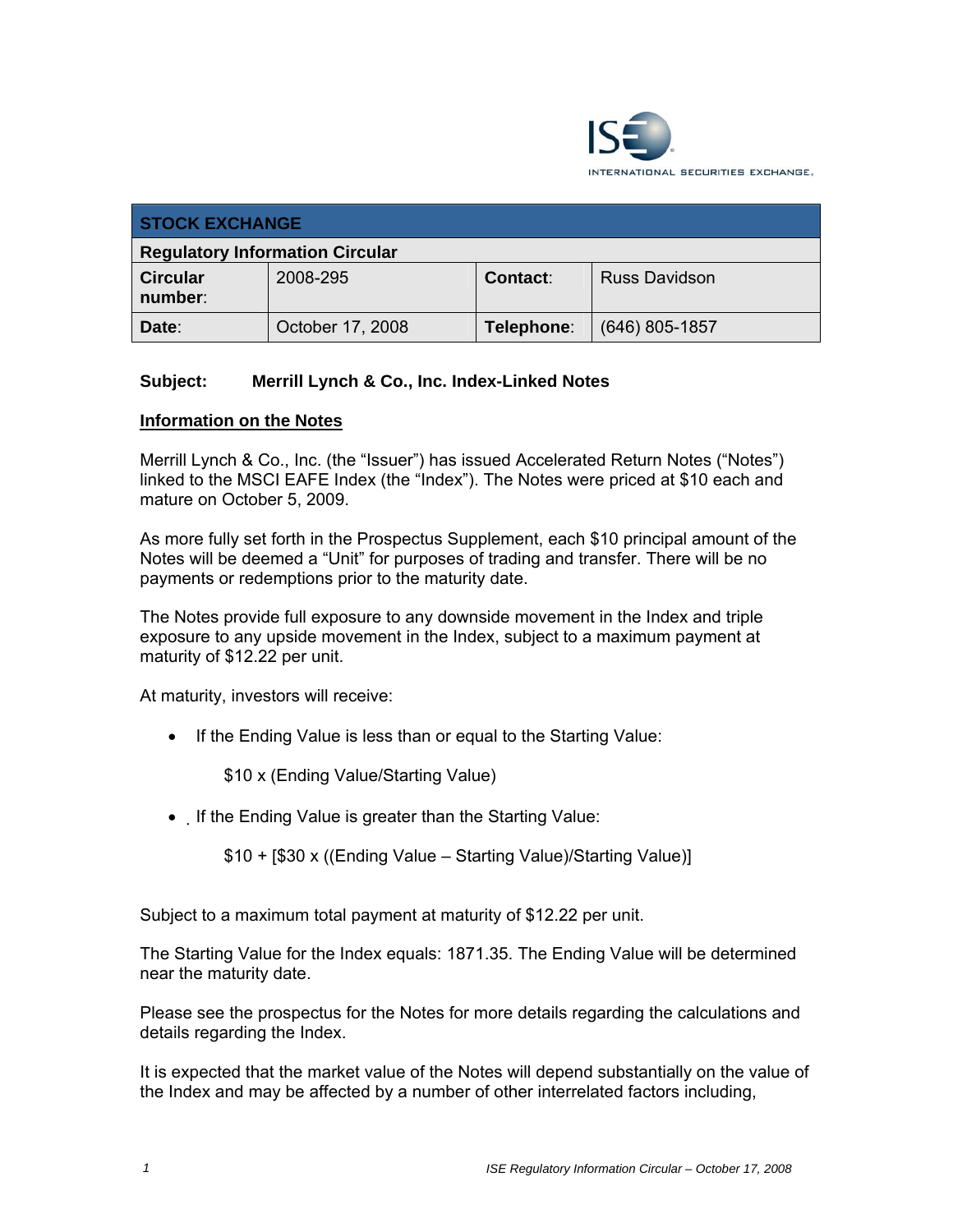ISE INTERNATIONAL SECURITIES EXCHANGE.

| STOCK EXCHANGE | | | |
| --- | --- | --- | --- |
| **Regulatory Information Circular** | | | |
| **Circular number**: | 2008-295 | **Contact**: | Russ Davidson |
| **Date**: | October 17, 2008 | **Telephone**: | (646) 805-1857 |

**Subject: Merrill Lynch & Co., Inc. Index-Linked Notes**

## Information on the Notes

Merrill Lynch & Co., Inc. (the "Issuer") has issued Accelerated Return Notes ("Notes") linked to the MSCI EAFE Index (the "Index"). The Notes were priced at $10 each and mature on October 5, 2009.

As more fully set forth in the Prospectus Supplement, each $10 principal amount of the Notes will be deemed a "Unit" for purposes of trading and transfer. There will be no payments or redemptions prior to the maturity date.

The Notes provide full exposure to any downside movement in the Index and triple exposure to any upside movement in the Index, subject to a maximum payment at maturity of $12.22 per unit.

At maturity, investors will receive:

- If the Ending Value is less than or equal to the Starting Value:

  $10 x (Ending Value/Starting Value)

- If the Ending Value is greater than the Starting Value:

  $10 + [$30 x ((Ending Value – Starting Value)/Starting Value)]

Subject to a maximum total payment at maturity of $12.22 per unit.

The Starting Value for the Index equals: 1871.35. The Ending Value will be determined near the maturity date.

Please see the prospectus for the Notes for more details regarding the calculations and details regarding the Index.

It is expected that the market value of the Notes will depend substantially on the value of the Index and may be affected by a number of other interrelated factors including,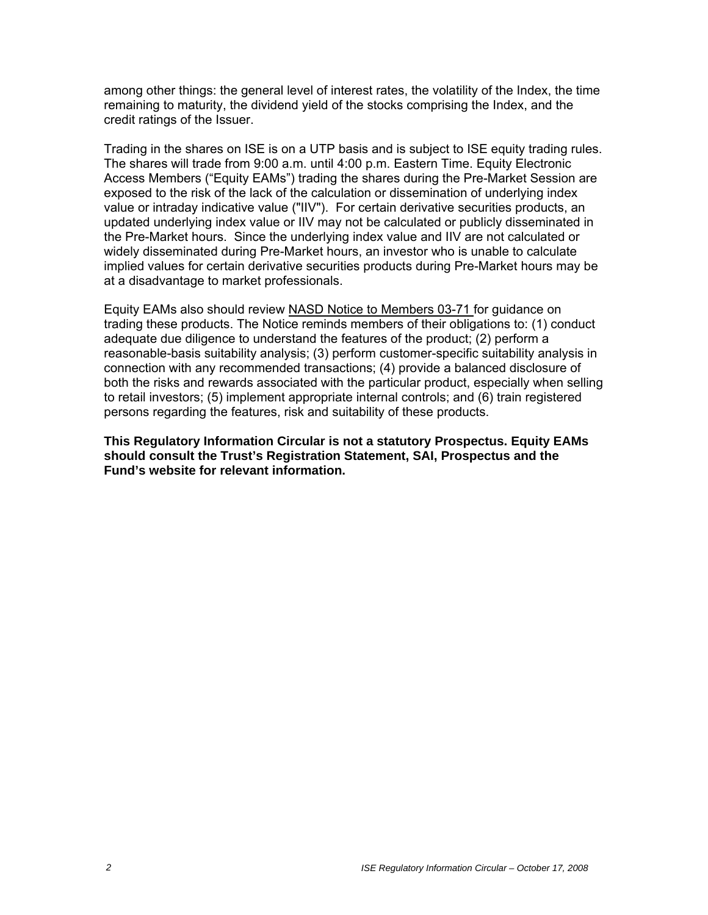among other things: the general level of interest rates, the volatility of the Index, the time remaining to maturity, the dividend yield of the stocks comprising the Index, and the credit ratings of the Issuer.

Trading in the shares on ISE is on a UTP basis and is subject to ISE equity trading rules. The shares will trade from 9:00 a.m. until 4:00 p.m. Eastern Time. Equity Electronic Access Members ("Equity EAMs") trading the shares during the Pre-Market Session are exposed to the risk of the lack of the calculation or dissemination of underlying index value or intraday indicative value ("IIV"). For certain derivative securities products, an updated underlying index value or IIV may not be calculated or publicly disseminated in the Pre-Market hours. Since the underlying index value and IIV are not calculated or widely disseminated during Pre-Market hours, an investor who is unable to calculate implied values for certain derivative securities products during Pre-Market hours may be at a disadvantage to market professionals.

Equity EAMs also should review NASD Notice to Members 03-71 for guidance on trading these products. The Notice reminds members of their obligations to: (1) conduct adequate due diligence to understand the features of the product; (2) perform a reasonable-basis suitability analysis; (3) perform customer-specific suitability analysis in connection with any recommended transactions; (4) provide a balanced disclosure of both the risks and rewards associated with the particular product, especially when selling to retail investors; (5) implement appropriate internal controls; and (6) train registered persons regarding the features, risk and suitability of these products.

**This Regulatory Information Circular is not a statutory Prospectus. Equity EAMs should consult the Trust's Registration Statement, SAI, Prospectus and the Fund's website for relevant information.**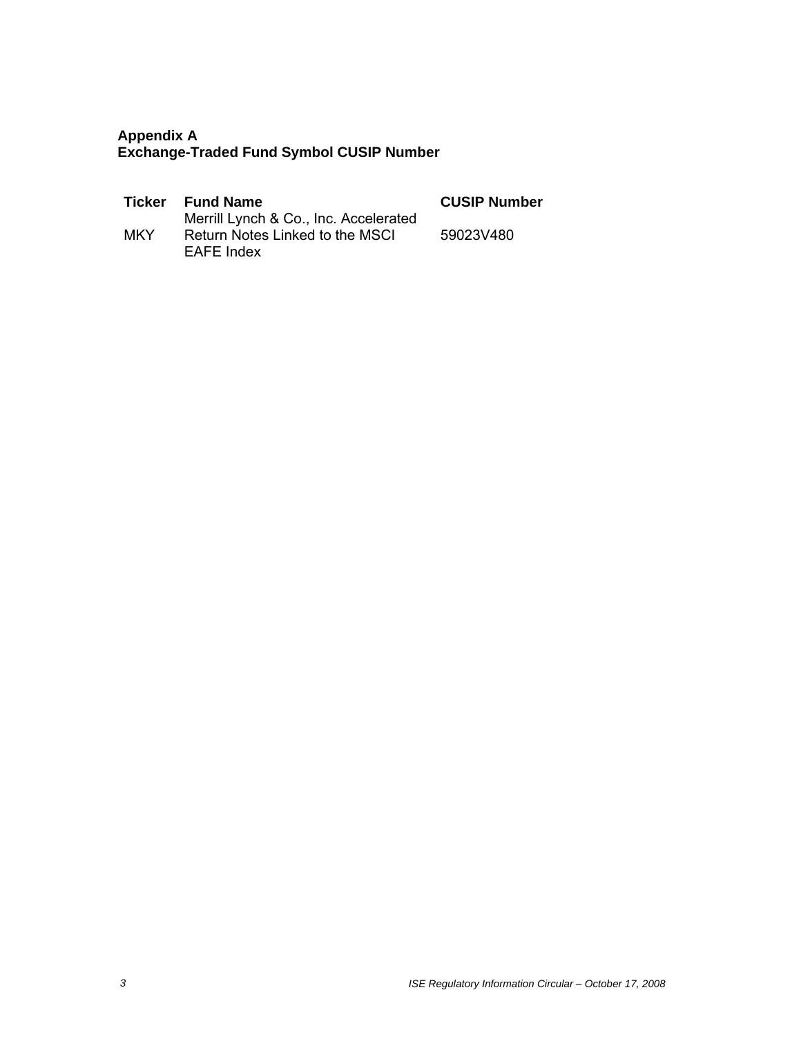**Appendix A**
**Exchange-Traded Fund Symbol CUSIP Number**

| Ticker | Fund Name | CUSIP Number |
|---|---|---|
| MKY | Merrill Lynch & Co., Inc. Accelerated Return Notes Linked to the MSCI EAFE Index | 59023V480 |